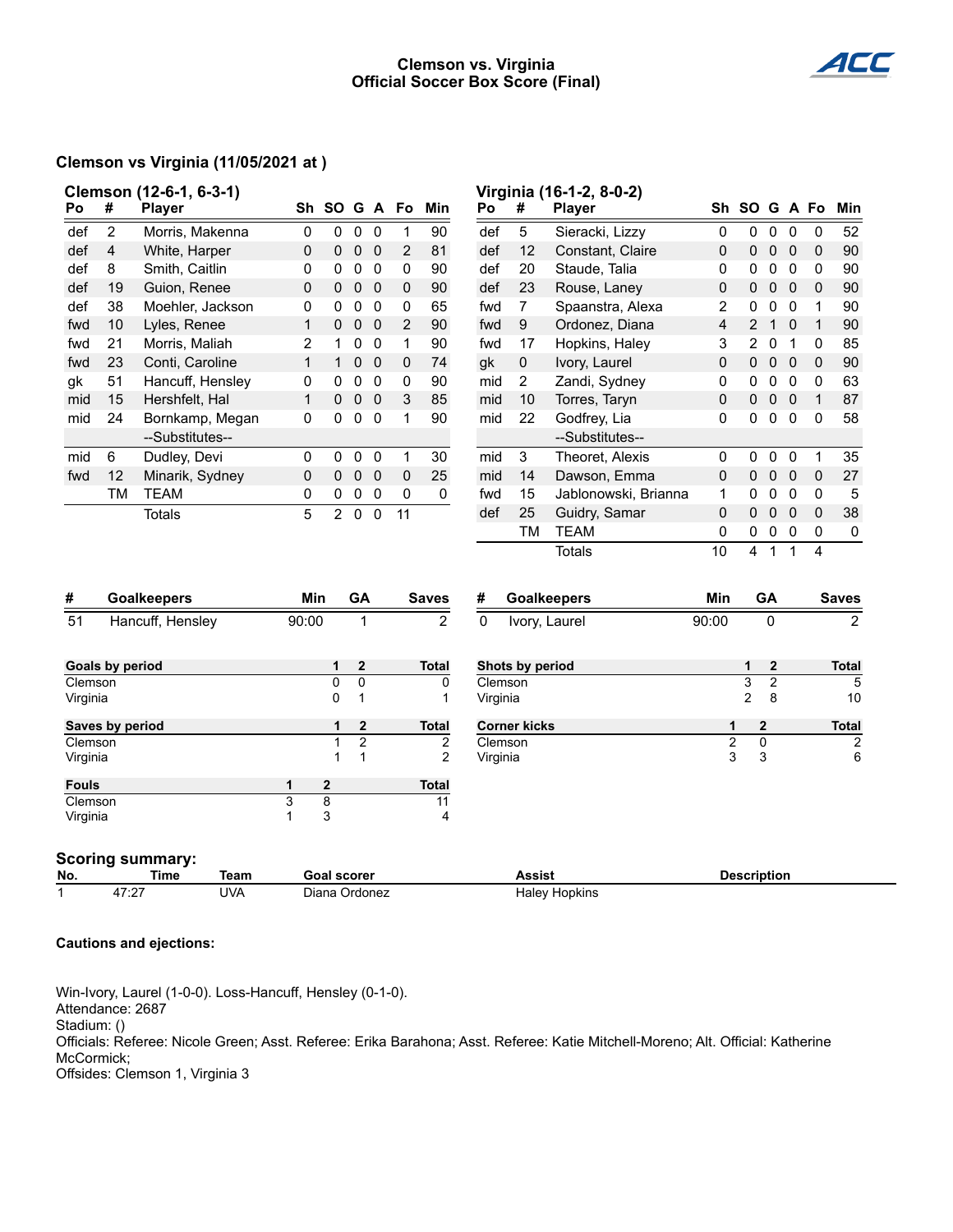# Clemson vs. Virginia
## Official Soccer Box Score (Final)

### Clemson vs Virginia (11/05/2021 at )

**Clemson (12-6-1, 6-3-1)**

| Po | # | Player | Sh | SO | G | A | Fo | Min |
|---|---|---|---|---|---|---|---|---|
| def | 2 | Morris, Makenna | 0 | 0 | 0 | 0 | 1 | 90 |
| def | 4 | White, Harper | 0 | 0 | 0 | 0 | 2 | 81 |
| def | 8 | Smith, Caitlin | 0 | 0 | 0 | 0 | 0 | 90 |
| def | 19 | Guion, Renee | 0 | 0 | 0 | 0 | 0 | 90 |
| def | 38 | Moehler, Jackson | 0 | 0 | 0 | 0 | 0 | 65 |
| fwd | 10 | Lyles, Renee | 1 | 0 | 0 | 0 | 2 | 90 |
| fwd | 21 | Morris, Maliah | 2 | 1 | 0 | 0 | 1 | 90 |
| fwd | 23 | Conti, Caroline | 1 | 1 | 0 | 0 | 0 | 74 |
| gk | 51 | Hancuff, Hensley | 0 | 0 | 0 | 0 | 0 | 90 |
| mid | 15 | Hershfelt, Hal | 1 | 0 | 0 | 0 | 3 | 85 |
| mid | 24 | Bornkamp, Megan | 0 | 0 | 0 | 0 | 1 | 90 |
| | | --Substitutes-- | | | | | | |
| mid | 6 | Dudley, Devi | 0 | 0 | 0 | 0 | 1 | 30 |
| fwd | 12 | Minarik, Sydney | 0 | 0 | 0 | 0 | 0 | 25 |
| | TM | TEAM | 0 | 0 | 0 | 0 | 0 | 0 |
| | | Totals | 5 | 2 | 0 | 0 | 11 | |

**Virginia (16-1-2, 8-0-2)**

| Po | # | Player | Sh | SO | G | A | Fo | Min |
|---|---|---|---|---|---|---|---|---|
| def | 5 | Sieracki, Lizzy | 0 | 0 | 0 | 0 | 0 | 52 |
| def | 12 | Constant, Claire | 0 | 0 | 0 | 0 | 0 | 90 |
| def | 20 | Staude, Talia | 0 | 0 | 0 | 0 | 0 | 90 |
| def | 23 | Rouse, Laney | 0 | 0 | 0 | 0 | 0 | 90 |
| fwd | 7 | Spaanstra, Alexa | 2 | 0 | 0 | 0 | 1 | 90 |
| fwd | 9 | Ordonez, Diana | 4 | 2 | 1 | 0 | 1 | 90 |
| fwd | 17 | Hopkins, Haley | 3 | 2 | 0 | 1 | 0 | 85 |
| gk | 0 | Ivory, Laurel | 0 | 0 | 0 | 0 | 0 | 90 |
| mid | 2 | Zandi, Sydney | 0 | 0 | 0 | 0 | 0 | 63 |
| mid | 10 | Torres, Taryn | 0 | 0 | 0 | 0 | 1 | 87 |
| mid | 22 | Godfrey, Lia | 0 | 0 | 0 | 0 | 0 | 58 |
| | | --Substitutes-- | | | | | | |
| mid | 3 | Theoret, Alexis | 0 | 0 | 0 | 0 | 1 | 35 |
| mid | 14 | Dawson, Emma | 0 | 0 | 0 | 0 | 0 | 27 |
| fwd | 15 | Jablonowski, Brianna | 1 | 0 | 0 | 0 | 0 | 5 |
| def | 25 | Guidry, Samar | 0 | 0 | 0 | 0 | 0 | 38 |
| | TM | TEAM | 0 | 0 | 0 | 0 | 0 | 0 |
| | | Totals | 10 | 4 | 1 | 1 | 4 | |

| # | Goalkeepers | Min | GA | Saves |
|---|---|---|---|---|
| 51 | Hancuff, Hensley | 90:00 | 1 | 2 |

| # | Goalkeepers | Min | GA | Saves |
|---|---|---|---|---|
| 0 | Ivory, Laurel | 90:00 | 0 | 2 |

| Goals by period | 1 | 2 | Total |
|---|---|---|---|
| Clemson | 0 | 0 | 0 |
| Virginia | 0 | 1 | 1 |

| Shots by period | 1 | 2 | Total |
|---|---|---|---|
| Clemson | 3 | 2 | 5 |
| Virginia | 2 | 8 | 10 |

| Saves by period | 1 | 2 | Total |
|---|---|---|---|
| Clemson | 1 | 2 | 2 |
| Virginia | 1 | 1 | 2 |

| Corner kicks | 1 | 2 | Total |
|---|---|---|---|
| Clemson | 2 | 0 | 2 |
| Virginia | 3 | 3 | 6 |

| Fouls | 1 | 2 | Total |
|---|---|---|---|
| Clemson | 3 | 8 | 11 |
| Virginia | 1 | 3 | 4 |

### Scoring summary:

| No. | Time | Team | Goal scorer | Assist | Description |
|---|---|---|---|---|---|
| 1 | 47:27 | UVA | Diana Ordonez | Haley Hopkins | |

### Cautions and ejections:

Win-Ivory, Laurel (1-0-0). Loss-Hancuff, Hensley (0-1-0).
Attendance: 2687
Stadium: ()
Officials: Referee: Nicole Green; Asst. Referee: Erika Barahona; Asst. Referee: Katie Mitchell-Moreno; Alt. Official: Katherine McCormick;
Offsides: Clemson 1, Virginia 3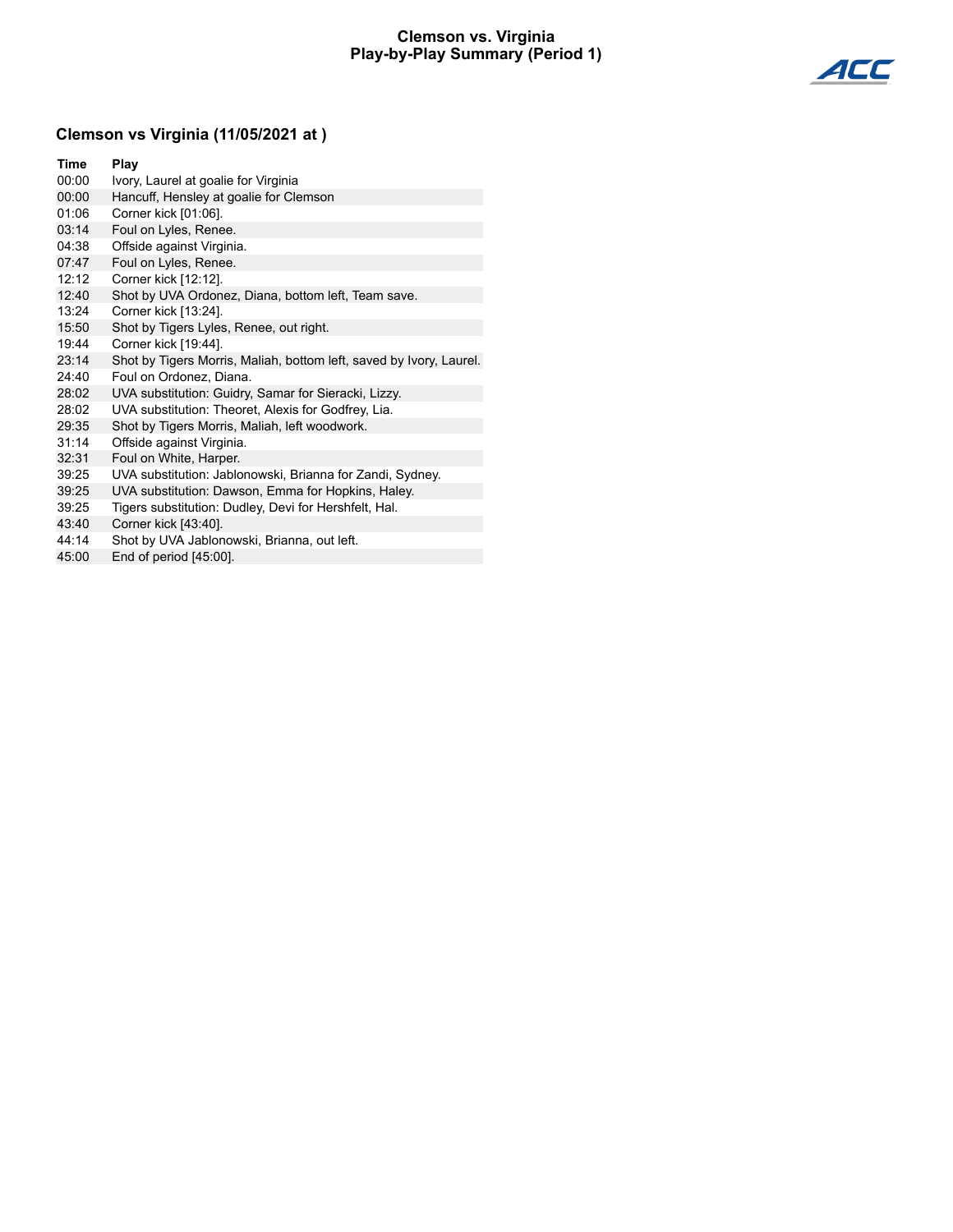# Clemson vs. Virginia
## Play-by-Play Summary (Period 1)

### Clemson vs Virginia (11/05/2021 at )

| Time | Play |
|---|---|
| 00:00 | Ivory, Laurel at goalie for Virginia |
| 00:00 | Hancuff, Hensley at goalie for Clemson |
| 01:06 | Corner kick [01:06]. |
| 03:14 | Foul on Lyles, Renee. |
| 04:38 | Offside against Virginia. |
| 07:47 | Foul on Lyles, Renee. |
| 12:12 | Corner kick [12:12]. |
| 12:40 | Shot by UVA Ordonez, Diana, bottom left, Team save. |
| 13:24 | Corner kick [13:24]. |
| 15:50 | Shot by Tigers Lyles, Renee, out right. |
| 19:44 | Corner kick [19:44]. |
| 23:14 | Shot by Tigers Morris, Maliah, bottom left, saved by Ivory, Laurel. |
| 24:40 | Foul on Ordonez, Diana. |
| 28:02 | UVA substitution: Guidry, Samar for Sieracki, Lizzy. |
| 28:02 | UVA substitution: Theoret, Alexis for Godfrey, Lia. |
| 29:35 | Shot by Tigers Morris, Maliah, left woodwork. |
| 31:14 | Offside against Virginia. |
| 32:31 | Foul on White, Harper. |
| 39:25 | UVA substitution: Jablonowski, Brianna for Zandi, Sydney. |
| 39:25 | UVA substitution: Dawson, Emma for Hopkins, Haley. |
| 39:25 | Tigers substitution: Dudley, Devi for Hershfelt, Hal. |
| 43:40 | Corner kick [43:40]. |
| 44:14 | Shot by UVA Jablonowski, Brianna, out left. |
| 45:00 | End of period [45:00]. |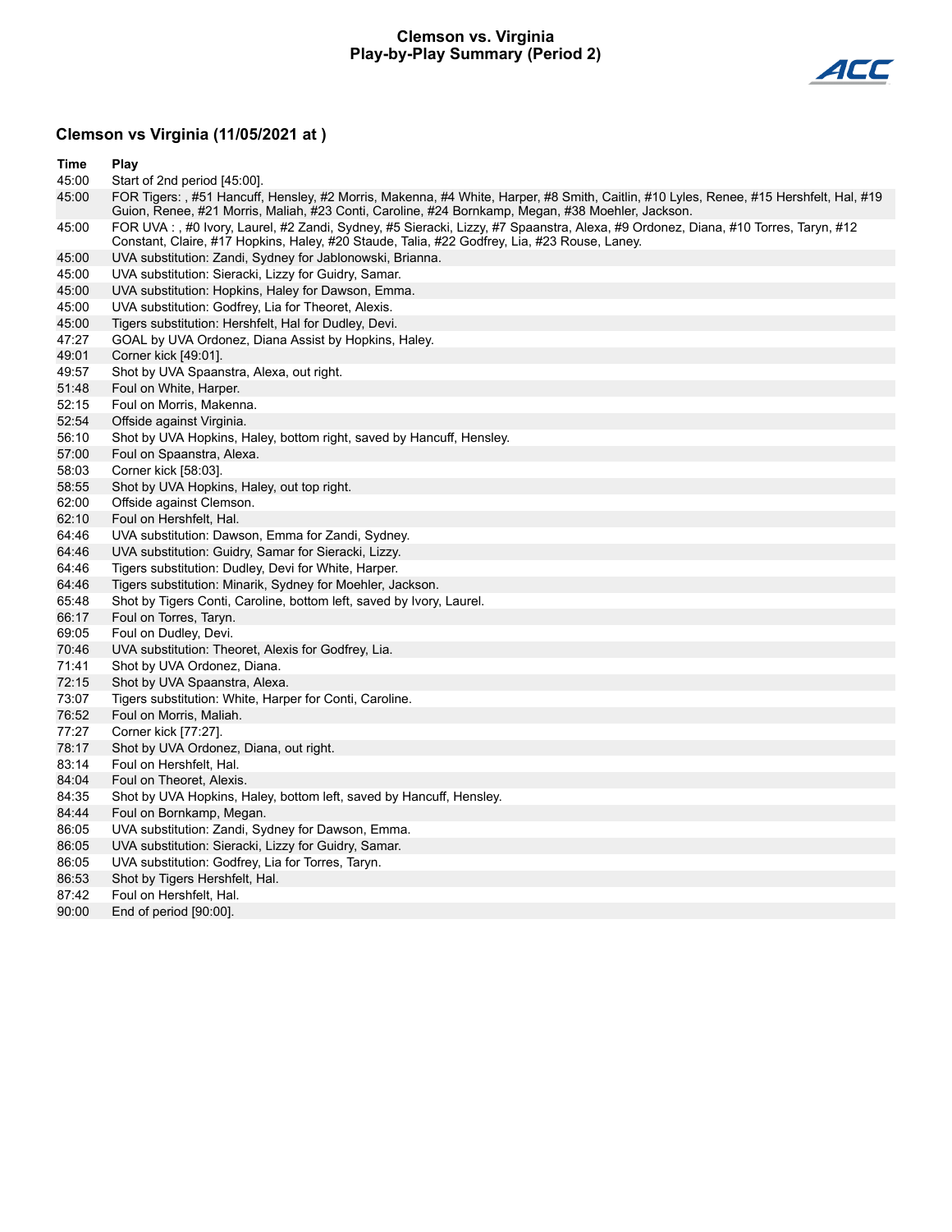# Clemson vs. Virginia
## Play-by-Play Summary (Period 2)

### Clemson vs Virginia (11/05/2021 at )

| Time | Play |
| --- | --- |
| 45:00 | Start of 2nd period [45:00]. |
| 45:00 | FOR Tigers: , #51 Hancuff, Hensley, #2 Morris, Makenna, #4 White, Harper, #8 Smith, Caitlin, #10 Lyles, Renee, #15 Hershfelt, Hal, #19 Guion, Renee, #21 Morris, Maliah, #23 Conti, Caroline, #24 Bornkamp, Megan, #38 Moehler, Jackson. |
| 45:00 | FOR UVA : , #0 Ivory, Laurel, #2 Zandi, Sydney, #5 Sieracki, Lizzy, #7 Spaanstra, Alexa, #9 Ordonez, Diana, #10 Torres, Taryn, #12 Constant, Claire, #17 Hopkins, Haley, #20 Staude, Talia, #22 Godfrey, Lia, #23 Rouse, Laney. |
| 45:00 | UVA substitution: Zandi, Sydney for Jablonowski, Brianna. |
| 45:00 | UVA substitution: Sieracki, Lizzy for Guidry, Samar. |
| 45:00 | UVA substitution: Hopkins, Haley for Dawson, Emma. |
| 45:00 | UVA substitution: Godfrey, Lia for Theoret, Alexis. |
| 45:00 | Tigers substitution: Hershfelt, Hal for Dudley, Devi. |
| 47:27 | GOAL by UVA Ordonez, Diana Assist by Hopkins, Haley. |
| 49:01 | Corner kick [49:01]. |
| 49:57 | Shot by UVA Spaanstra, Alexa, out right. |
| 51:48 | Foul on White, Harper. |
| 52:15 | Foul on Morris, Makenna. |
| 52:54 | Offside against Virginia. |
| 56:10 | Shot by UVA Hopkins, Haley, bottom right, saved by Hancuff, Hensley. |
| 57:00 | Foul on Spaanstra, Alexa. |
| 58:03 | Corner kick [58:03]. |
| 58:55 | Shot by UVA Hopkins, Haley, out top right. |
| 62:00 | Offside against Clemson. |
| 62:10 | Foul on Hershfelt, Hal. |
| 64:46 | UVA substitution: Dawson, Emma for Zandi, Sydney. |
| 64:46 | UVA substitution: Guidry, Samar for Sieracki, Lizzy. |
| 64:46 | Tigers substitution: Dudley, Devi for White, Harper. |
| 64:46 | Tigers substitution: Minarik, Sydney for Moehler, Jackson. |
| 65:48 | Shot by Tigers Conti, Caroline, bottom left, saved by Ivory, Laurel. |
| 66:17 | Foul on Torres, Taryn. |
| 69:05 | Foul on Dudley, Devi. |
| 70:46 | UVA substitution: Theoret, Alexis for Godfrey, Lia. |
| 71:41 | Shot by UVA Ordonez, Diana. |
| 72:15 | Shot by UVA Spaanstra, Alexa. |
| 73:07 | Tigers substitution: White, Harper for Conti, Caroline. |
| 76:52 | Foul on Morris, Maliah. |
| 77:27 | Corner kick [77:27]. |
| 78:17 | Shot by UVA Ordonez, Diana, out right. |
| 83:14 | Foul on Hershfelt, Hal. |
| 84:04 | Foul on Theoret, Alexis. |
| 84:35 | Shot by UVA Hopkins, Haley, bottom left, saved by Hancuff, Hensley. |
| 84:44 | Foul on Bornkamp, Megan. |
| 86:05 | UVA substitution: Zandi, Sydney for Dawson, Emma. |
| 86:05 | UVA substitution: Sieracki, Lizzy for Guidry, Samar. |
| 86:05 | UVA substitution: Godfrey, Lia for Torres, Taryn. |
| 86:53 | Shot by Tigers Hershfelt, Hal. |
| 87:42 | Foul on Hershfelt, Hal. |
| 90:00 | End of period [90:00]. |